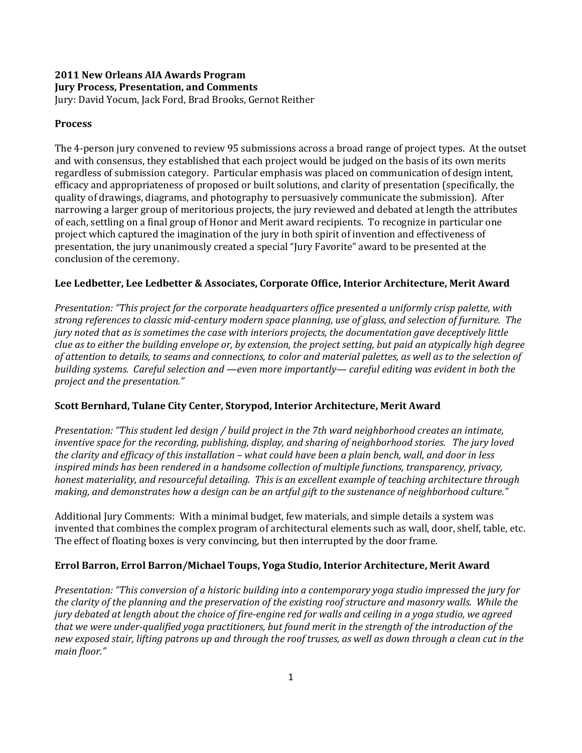**2011 New Orleans AIA Awards Program**
**Jury Process, Presentation, and Comments**
Jury: David Yocum, Jack Ford, Brad Brooks, Gernot Reither

## Process

The 4-person jury convened to review 95 submissions across a broad range of project types. At the outset and with consensus, they established that each project would be judged on the basis of its own merits regardless of submission category. Particular emphasis was placed on communication of design intent, efficacy and appropriateness of proposed or built solutions, and clarity of presentation (specifically, the quality of drawings, diagrams, and photography to persuasively communicate the submission). After narrowing a larger group of meritorious projects, the jury reviewed and debated at length the attributes of each, settling on a final group of Honor and Merit award recipients. To recognize in particular one project which captured the imagination of the jury in both spirit of invention and effectiveness of presentation, the jury unanimously created a special "Jury Favorite" award to be presented at the conclusion of the ceremony.

## Lee Ledbetter, Lee Ledbetter & Associates, Corporate Office, Interior Architecture, Merit Award

*Presentation: "This project for the corporate headquarters office presented a uniformly crisp palette, with strong references to classic mid-century modern space planning, use of glass, and selection of furniture. The jury noted that as is sometimes the case with interiors projects, the documentation gave deceptively little clue as to either the building envelope or, by extension, the project setting, but paid an atypically high degree of attention to details, to seams and connections, to color and material palettes, as well as to the selection of building systems. Careful selection and —even more importantly— careful editing was evident in both the project and the presentation."*

## Scott Bernhard, Tulane City Center, Storypod, Interior Architecture, Merit Award

*Presentation: "This student led design / build project in the 7th ward neighborhood creates an intimate, inventive space for the recording, publishing, display, and sharing of neighborhood stories. The jury loved the clarity and efficacy of this installation – what could have been a plain bench, wall, and door in less inspired minds has been rendered in a handsome collection of multiple functions, transparency, privacy, honest materiality, and resourceful detailing. This is an excellent example of teaching architecture through making, and demonstrates how a design can be an artful gift to the sustenance of neighborhood culture."*

Additional Jury Comments: With a minimal budget, few materials, and simple details a system was invented that combines the complex program of architectural elements such as wall, door, shelf, table, etc. The effect of floating boxes is very convincing, but then interrupted by the door frame.

## Errol Barron, Errol Barron/Michael Toups, Yoga Studio, Interior Architecture, Merit Award

*Presentation: "This conversion of a historic building into a contemporary yoga studio impressed the jury for the clarity of the planning and the preservation of the existing roof structure and masonry walls. While the jury debated at length about the choice of fire-engine red for walls and ceiling in a yoga studio, we agreed that we were under-qualified yoga practitioners, but found merit in the strength of the introduction of the new exposed stair, lifting patrons up and through the roof trusses, as well as down through a clean cut in the main floor."*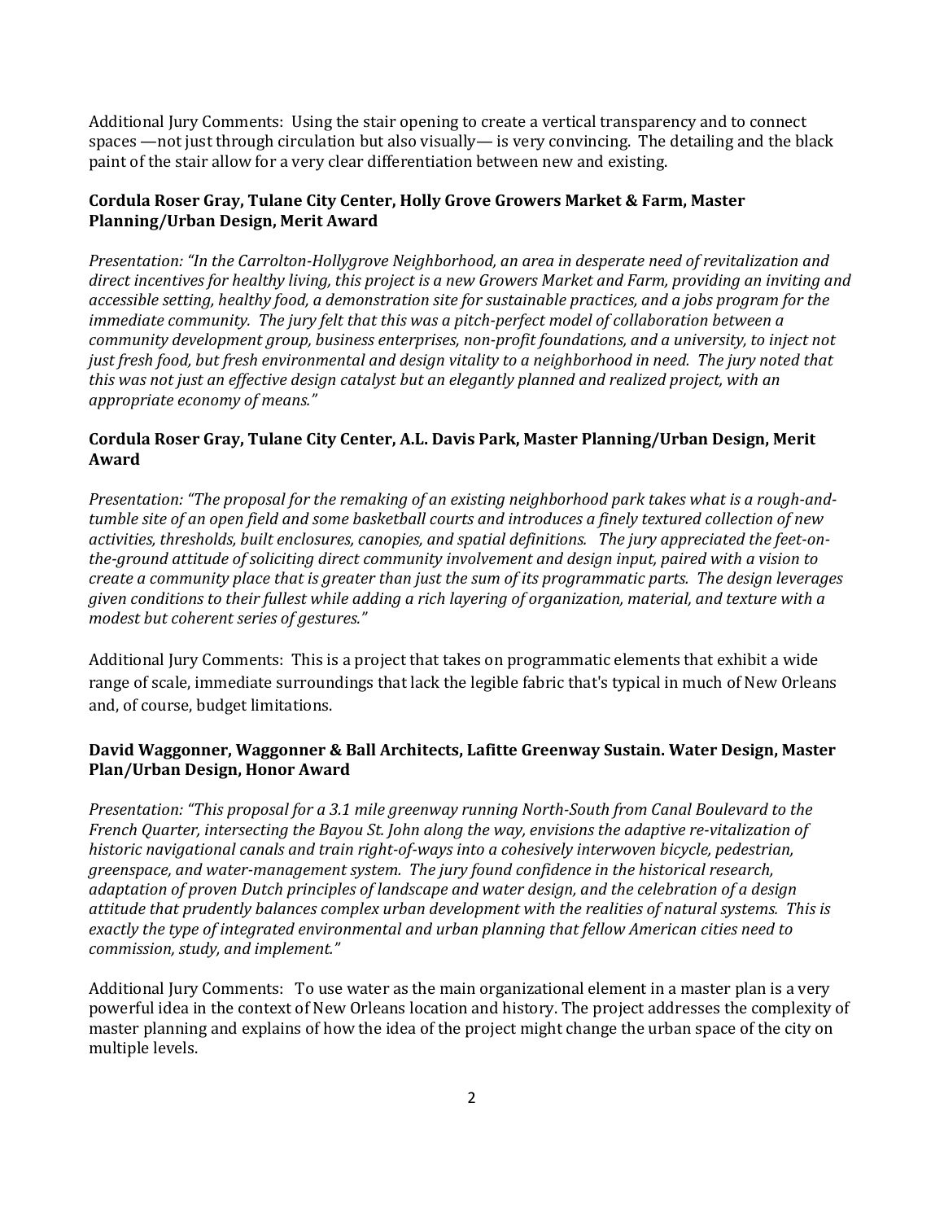Additional Jury Comments: Using the stair opening to create a vertical transparency and to connect spaces —not just through circulation but also visually— is very convincing. The detailing and the black paint of the stair allow for a very clear differentiation between new and existing.

**Cordula Roser Gray, Tulane City Center, Holly Grove Growers Market & Farm, Master Planning/Urban Design, Merit Award**

*Presentation: "In the Carrolton-Hollygrove Neighborhood, an area in desperate need of revitalization and direct incentives for healthy living, this project is a new Growers Market and Farm, providing an inviting and accessible setting, healthy food, a demonstration site for sustainable practices, and a jobs program for the immediate community. The jury felt that this was a pitch-perfect model of collaboration between a community development group, business enterprises, non-profit foundations, and a university, to inject not just fresh food, but fresh environmental and design vitality to a neighborhood in need. The jury noted that this was not just an effective design catalyst but an elegantly planned and realized project, with an appropriate economy of means."*

**Cordula Roser Gray, Tulane City Center, A.L. Davis Park, Master Planning/Urban Design, Merit Award**

*Presentation: "The proposal for the remaking of an existing neighborhood park takes what is a rough-and-tumble site of an open field and some basketball courts and introduces a finely textured collection of new activities, thresholds, built enclosures, canopies, and spatial definitions. The jury appreciated the feet-on-the-ground attitude of soliciting direct community involvement and design input, paired with a vision to create a community place that is greater than just the sum of its programmatic parts. The design leverages given conditions to their fullest while adding a rich layering of organization, material, and texture with a modest but coherent series of gestures."*

Additional Jury Comments: This is a project that takes on programmatic elements that exhibit a wide range of scale, immediate surroundings that lack the legible fabric that's typical in much of New Orleans and, of course, budget limitations.

**David Waggonner, Waggonner & Ball Architects, Lafitte Greenway Sustain. Water Design, Master Plan/Urban Design, Honor Award**

*Presentation: "This proposal for a 3.1 mile greenway running North-South from Canal Boulevard to the French Quarter, intersecting the Bayou St. John along the way, envisions the adaptive re-vitalization of historic navigational canals and train right-of-ways into a cohesively interwoven bicycle, pedestrian, greenspace, and water-management system. The jury found confidence in the historical research, adaptation of proven Dutch principles of landscape and water design, and the celebration of a design attitude that prudently balances complex urban development with the realities of natural systems. This is exactly the type of integrated environmental and urban planning that fellow American cities need to commission, study, and implement."*

Additional Jury Comments: To use water as the main organizational element in a master plan is a very powerful idea in the context of New Orleans location and history. The project addresses the complexity of master planning and explains of how the idea of the project might change the urban space of the city on multiple levels.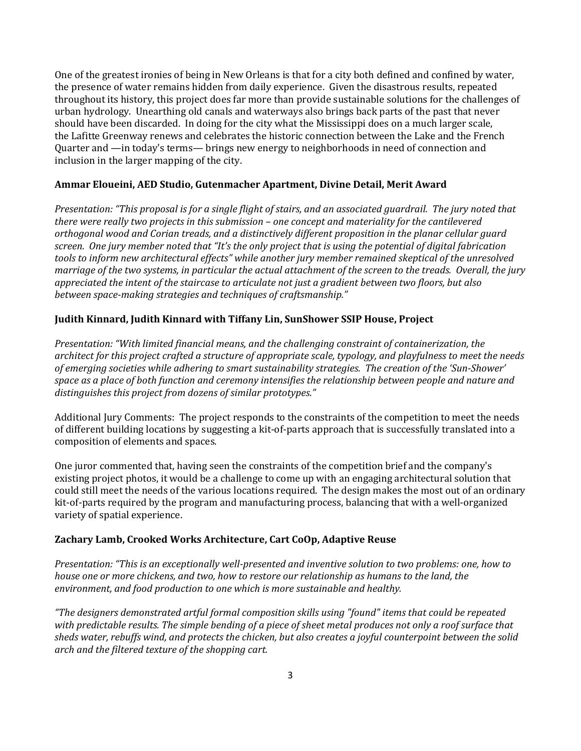One of the greatest ironies of being in New Orleans is that for a city both defined and confined by water, the presence of water remains hidden from daily experience. Given the disastrous results, repeated throughout its history, this project does far more than provide sustainable solutions for the challenges of urban hydrology. Unearthing old canals and waterways also brings back parts of the past that never should have been discarded. In doing for the city what the Mississippi does on a much larger scale, the Lafitte Greenway renews and celebrates the historic connection between the Lake and the French Quarter and —in today's terms— brings new energy to neighborhoods in need of connection and inclusion in the larger mapping of the city.

**Ammar Eloueini, AED Studio, Gutenmacher Apartment, Divine Detail, Merit Award**

*Presentation: "This proposal is for a single flight of stairs, and an associated guardrail. The jury noted that there were really two projects in this submission – one concept and materiality for the cantilevered orthogonal wood and Corian treads, and a distinctively different proposition in the planar cellular guard screen. One jury member noted that "It's the only project that is using the potential of digital fabrication tools to inform new architectural effects" while another jury member remained skeptical of the unresolved marriage of the two systems, in particular the actual attachment of the screen to the treads. Overall, the jury appreciated the intent of the staircase to articulate not just a gradient between two floors, but also between space-making strategies and techniques of craftsmanship."*

**Judith Kinnard, Judith Kinnard with Tiffany Lin, SunShower SSIP House, Project**

*Presentation: "With limited financial means, and the challenging constraint of containerization, the architect for this project crafted a structure of appropriate scale, typology, and playfulness to meet the needs of emerging societies while adhering to smart sustainability strategies. The creation of the 'Sun-Shower' space as a place of both function and ceremony intensifies the relationship between people and nature and distinguishes this project from dozens of similar prototypes."*

Additional Jury Comments: The project responds to the constraints of the competition to meet the needs of different building locations by suggesting a kit-of-parts approach that is successfully translated into a composition of elements and spaces.

One juror commented that, having seen the constraints of the competition brief and the company's existing project photos, it would be a challenge to come up with an engaging architectural solution that could still meet the needs of the various locations required. The design makes the most out of an ordinary kit-of-parts required by the program and manufacturing process, balancing that with a well-organized variety of spatial experience.

**Zachary Lamb, Crooked Works Architecture, Cart CoOp, Adaptive Reuse**

*Presentation: "This is an exceptionally well-presented and inventive solution to two problems: one, how to house one or more chickens, and two, how to restore our relationship as humans to the land, the environment, and food production to one which is more sustainable and healthy.*

*"The designers demonstrated artful formal composition skills using "found" items that could be repeated with predictable results. The simple bending of a piece of sheet metal produces not only a roof surface that sheds water, rebuffs wind, and protects the chicken, but also creates a joyful counterpoint between the solid arch and the filtered texture of the shopping cart.*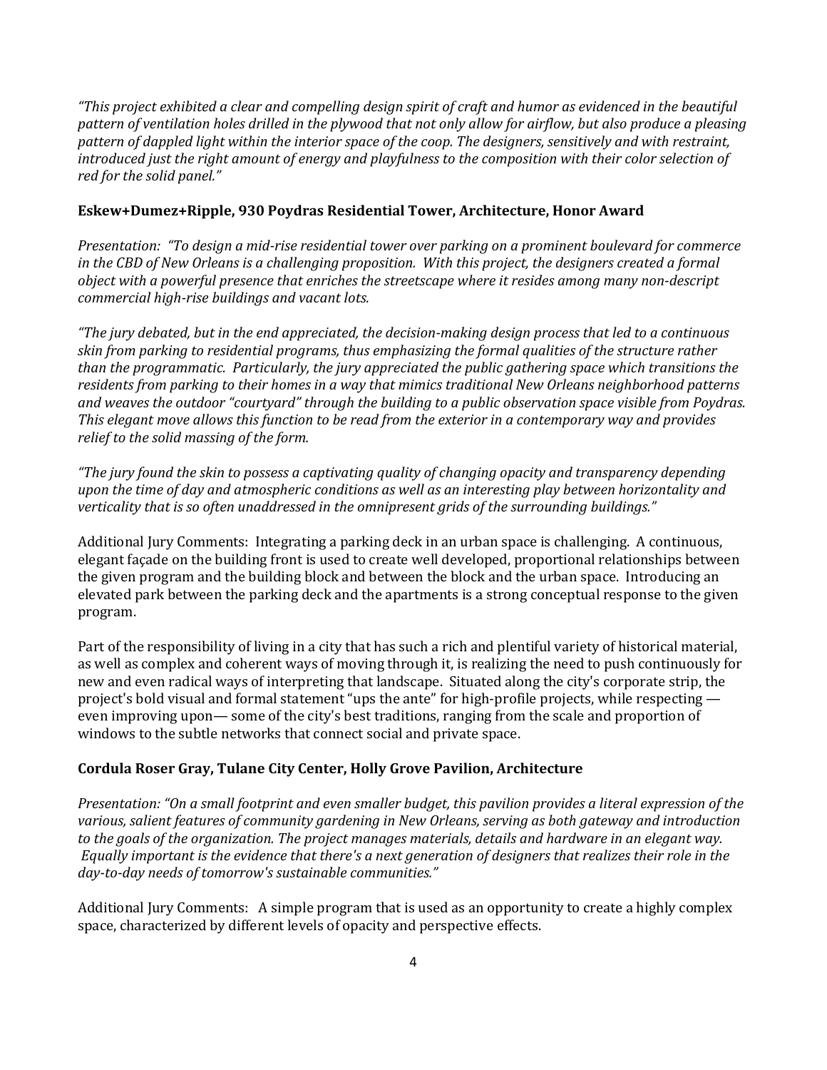*"This project exhibited a clear and compelling design spirit of craft and humor as evidenced in the beautiful pattern of ventilation holes drilled in the plywood that not only allow for airflow, but also produce a pleasing pattern of dappled light within the interior space of the coop. The designers, sensitively and with restraint, introduced just the right amount of energy and playfulness to the composition with their color selection of red for the solid panel."*

**Eskew+Dumez+Ripple, 930 Poydras Residential Tower, Architecture, Honor Award**

*Presentation: "To design a mid-rise residential tower over parking on a prominent boulevard for commerce in the CBD of New Orleans is a challenging proposition. With this project, the designers created a formal object with a powerful presence that enriches the streetscape where it resides among many non-descript commercial high-rise buildings and vacant lots.*

*"The jury debated, but in the end appreciated, the decision-making design process that led to a continuous skin from parking to residential programs, thus emphasizing the formal qualities of the structure rather than the programmatic. Particularly, the jury appreciated the public gathering space which transitions the residents from parking to their homes in a way that mimics traditional New Orleans neighborhood patterns and weaves the outdoor "courtyard" through the building to a public observation space visible from Poydras. This elegant move allows this function to be read from the exterior in a contemporary way and provides relief to the solid massing of the form.*

*"The jury found the skin to possess a captivating quality of changing opacity and transparency depending upon the time of day and atmospheric conditions as well as an interesting play between horizontality and verticality that is so often unaddressed in the omnipresent grids of the surrounding buildings."*

Additional Jury Comments: Integrating a parking deck in an urban space is challenging. A continuous, elegant façade on the building front is used to create well developed, proportional relationships between the given program and the building block and between the block and the urban space. Introducing an elevated park between the parking deck and the apartments is a strong conceptual response to the given program.

Part of the responsibility of living in a city that has such a rich and plentiful variety of historical material, as well as complex and coherent ways of moving through it, is realizing the need to push continuously for new and even radical ways of interpreting that landscape. Situated along the city's corporate strip, the project's bold visual and formal statement "ups the ante" for high-profile projects, while respecting — even improving upon— some of the city's best traditions, ranging from the scale and proportion of windows to the subtle networks that connect social and private space.

**Cordula Roser Gray, Tulane City Center, Holly Grove Pavilion, Architecture**

*Presentation: "On a small footprint and even smaller budget, this pavilion provides a literal expression of the various, salient features of community gardening in New Orleans, serving as both gateway and introduction to the goals of the organization. The project manages materials, details and hardware in an elegant way. Equally important is the evidence that there's a next generation of designers that realizes their role in the day-to-day needs of tomorrow's sustainable communities."*

Additional Jury Comments: A simple program that is used as an opportunity to create a highly complex space, characterized by different levels of opacity and perspective effects.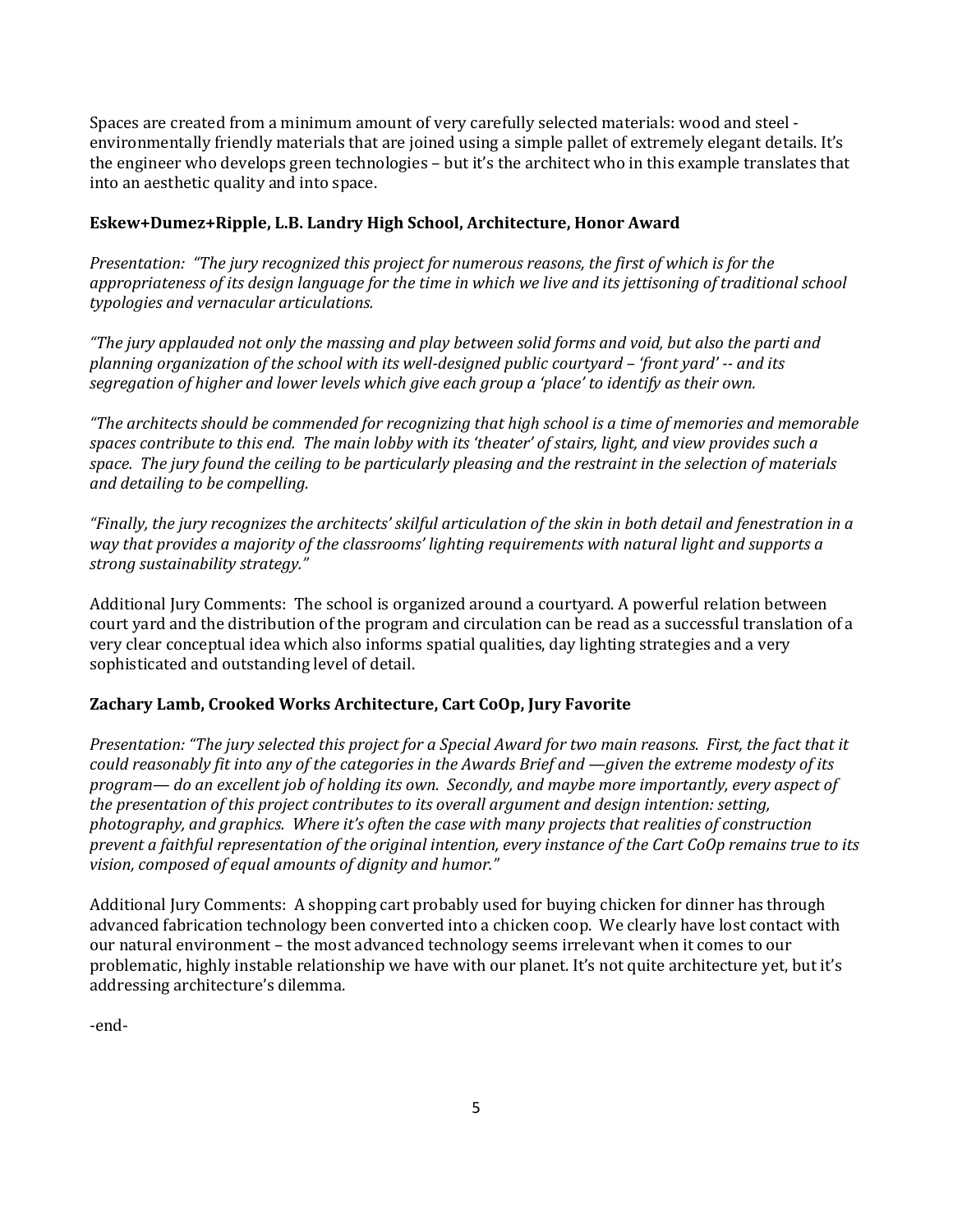Spaces are created from a minimum amount of very carefully selected materials: wood and steel - environmentally friendly materials that are joined using a simple pallet of extremely elegant details. It's the engineer who develops green technologies – but it's the architect who in this example translates that into an aesthetic quality and into space.

**Eskew+Dumez+Ripple, L.B. Landry High School, Architecture, Honor Award**

*Presentation: "The jury recognized this project for numerous reasons, the first of which is for the appropriateness of its design language for the time in which we live and its jettisoning of traditional school typologies and vernacular articulations.*

*"The jury applauded not only the massing and play between solid forms and void, but also the parti and planning organization of the school with its well-designed public courtyard – 'front yard' -- and its segregation of higher and lower levels which give each group a 'place' to identify as their own.*

*"The architects should be commended for recognizing that high school is a time of memories and memorable spaces contribute to this end. The main lobby with its 'theater' of stairs, light, and view provides such a space. The jury found the ceiling to be particularly pleasing and the restraint in the selection of materials and detailing to be compelling.*

*"Finally, the jury recognizes the architects' skilful articulation of the skin in both detail and fenestration in a way that provides a majority of the classrooms' lighting requirements with natural light and supports a strong sustainability strategy."*

Additional Jury Comments: The school is organized around a courtyard. A powerful relation between court yard and the distribution of the program and circulation can be read as a successful translation of a very clear conceptual idea which also informs spatial qualities, day lighting strategies and a very sophisticated and outstanding level of detail.

**Zachary Lamb, Crooked Works Architecture, Cart CoOp, Jury Favorite**

*Presentation: "The jury selected this project for a Special Award for two main reasons. First, the fact that it could reasonably fit into any of the categories in the Awards Brief and —given the extreme modesty of its program— do an excellent job of holding its own. Secondly, and maybe more importantly, every aspect of the presentation of this project contributes to its overall argument and design intention: setting, photography, and graphics. Where it's often the case with many projects that realities of construction prevent a faithful representation of the original intention, every instance of the Cart CoOp remains true to its vision, composed of equal amounts of dignity and humor."*

Additional Jury Comments: A shopping cart probably used for buying chicken for dinner has through advanced fabrication technology been converted into a chicken coop. We clearly have lost contact with our natural environment – the most advanced technology seems irrelevant when it comes to our problematic, highly instable relationship we have with our planet. It's not quite architecture yet, but it's addressing architecture's dilemma.

-end-